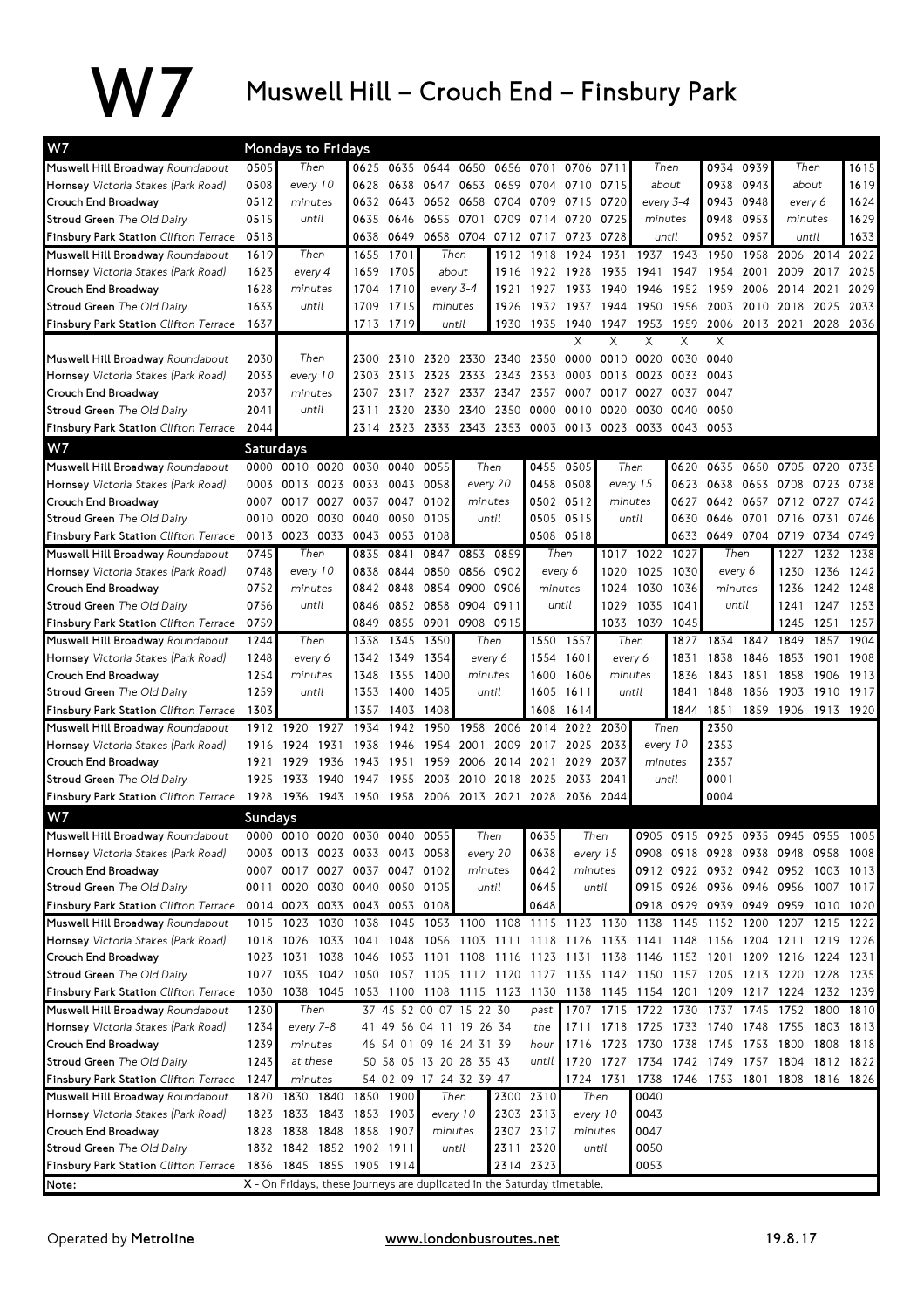# W7 Muswell Hill – Crouch End – Finsbury Park

## Mondays to Fridays

| W7 | | | | | | | | | | | | | | | | | |
|---|---|---|---|---|---|---|---|---|---|---|---|---|---|---|---|---|---|
| Muswell Hill Broadway *Roundabout* | 0505 | Then | 0625 | 0635 | 0644 | 0650 | 0656 | 0701 | 0706 | 0711 | Then | | 0934 | 0939 | Then | | 1615 |
| Hornsey *Victoria Stakes (Park Road)* | 0508 | every 10 | 0628 | 0638 | 0647 | 0653 | 0659 | 0704 | 0710 | 0715 | about | | 0938 | 0943 | about | | 1619 |
| Crouch End Broadway | 0512 | minutes | 0632 | 0643 | 0652 | 0658 | 0704 | 0709 | 0715 | 0720 | every 3-4 | | 0943 | 0948 | every 6 | | 1624 |
| Stroud Green *The Old Dairy* | 0515 | until | 0635 | 0646 | 0655 | 0701 | 0709 | 0714 | 0720 | 0725 | minutes | | 0948 | 0953 | minutes | | 1629 |
| Finsbury Park Station *Clifton Terrace* | 0518 | | 0638 | 0649 | 0658 | 0704 | 0712 | 0717 | 0723 | 0728 | until | | 0952 | 0957 | until | | 1633 |

| W7 | | | | | | | | | | | | | | | | | | |
|---|---|---|---|---|---|---|---|---|---|---|---|---|---|---|---|---|---|---|
| Muswell Hill Broadway *Roundabout* | 1619 | Then | 1655 | 1701 | Then | 1912 | 1918 | 1924 | 1931 | 1937 | 1943 | 1950 | 1958 | 2006 | 2014 | 2022 |
| Hornsey *Victoria Stakes (Park Road)* | 1623 | every 4 | 1659 | 1705 | about | 1916 | 1922 | 1928 | 1935 | 1941 | 1947 | 1954 | 2001 | 2009 | 2017 | 2025 |
| Crouch End Broadway | 1628 | minutes | 1704 | 1710 | every 3-4 | 1921 | 1927 | 1933 | 1940 | 1946 | 1952 | 1959 | 2006 | 2014 | 2021 | 2029 |
| Stroud Green *The Old Dairy* | 1633 | until | 1709 | 1715 | minutes | 1926 | 1932 | 1937 | 1944 | 1950 | 1956 | 2003 | 2010 | 2018 | 2025 | 2033 |
| Finsbury Park Station *Clifton Terrace* | 1637 | | 1713 | 1719 | until | 1930 | 1935 | 1940 | 1947 | 1953 | 1959 | 2006 | 2013 | 2021 | 2028 | 2036 |

| W7 | | | | | | | | | | | | | | |
|---|---|---|---|---|---|---|---|---|---|---|---|---|---|---|
| | | | | | | | | | X | X | X | X | X |
| Muswell Hill Broadway *Roundabout* | 2030 | Then | 2300 | 2310 | 2320 | 2330 | 2340 | 2350 | 0000 | 0010 | 0020 | 0030 | 0040 |
| Hornsey *Victoria Stakes (Park Road)* | 2033 | every 10 | 2303 | 2313 | 2323 | 2333 | 2343 | 2353 | 0003 | 0013 | 0023 | 0033 | 0043 |
| Crouch End Broadway | 2037 | minutes | 2307 | 2317 | 2327 | 2337 | 2347 | 2357 | 0007 | 0017 | 0027 | 0037 | 0047 |
| Stroud Green *The Old Dairy* | 2041 | until | 2311 | 2320 | 2330 | 2340 | 2350 | 0000 | 0010 | 0020 | 0030 | 0040 | 0050 |
| Finsbury Park Station *Clifton Terrace* | 2044 | | 2314 | 2323 | 2333 | 2343 | 2353 | 0003 | 0013 | 0023 | 0033 | 0043 | 0053 |

## Saturdays

| W7 | | | | | | | | | | | | | | | | | |
|---|---|---|---|---|---|---|---|---|---|---|---|---|---|---|---|---|---|
| Muswell Hill Broadway *Roundabout* | 0000 | 0010 | 0020 | 0030 | 0040 | 0055 | Then | 0455 | 0505 | Then | 0620 | 0635 | 0650 | 0705 | 0720 | 0735 |
| Hornsey *Victoria Stakes (Park Road)* | 0003 | 0013 | 0023 | 0033 | 0043 | 0058 | every 20 | 0458 | 0508 | every 15 | 0623 | 0638 | 0653 | 0708 | 0723 | 0738 |
| Crouch End Broadway | 0007 | 0017 | 0027 | 0037 | 0047 | 0102 | minutes | 0502 | 0512 | minutes | 0627 | 0642 | 0657 | 0712 | 0727 | 0742 |
| Stroud Green *The Old Dairy* | 0010 | 0020 | 0030 | 0040 | 0050 | 0105 | until | 0505 | 0515 | until | 0630 | 0646 | 0701 | 0716 | 0731 | 0746 |
| Finsbury Park Station *Clifton Terrace* | 0013 | 0023 | 0033 | 0043 | 0053 | 0108 | | 0508 | 0518 | | 0633 | 0649 | 0704 | 0719 | 0734 | 0749 |

| W7 | | | | | | | | | | | | | | | | |
|---|---|---|---|---|---|---|---|---|---|---|---|---|---|---|---|---|
| Muswell Hill Broadway *Roundabout* | 0745 | Then | 0835 | 0841 | 0847 | 0853 | 0859 | Then | 1017 | 1022 | 1027 | Then | 1227 | 1232 | 1238 |
| Hornsey *Victoria Stakes (Park Road)* | 0748 | every 10 | 0838 | 0844 | 0850 | 0856 | 0902 | every 6 | 1020 | 1025 | 1030 | every 6 | 1230 | 1236 | 1242 |
| Crouch End Broadway | 0752 | minutes | 0842 | 0848 | 0854 | 0900 | 0906 | minutes | 1024 | 1030 | 1036 | minutes | 1236 | 1242 | 1248 |
| Stroud Green *The Old Dairy* | 0756 | until | 0846 | 0852 | 0858 | 0904 | 0911 | until | 1029 | 1035 | 1041 | until | 1241 | 1247 | 1253 |
| Finsbury Park Station *Clifton Terrace* | 0759 | | 0849 | 0855 | 0901 | 0908 | 0915 | | 1033 | 1039 | 1045 | | 1245 | 1251 | 1257 |

| W7 | | | | | | | | | | | | | | | | |
|---|---|---|---|---|---|---|---|---|---|---|---|---|---|---|---|---|
| Muswell Hill Broadway *Roundabout* | 1244 | Then | 1338 | 1345 | 1350 | Then | 1550 | 1557 | Then | 1827 | 1834 | 1842 | 1849 | 1857 | 1904 |
| Hornsey *Victoria Stakes (Park Road)* | 1248 | every 6 | 1342 | 1349 | 1354 | every 6 | 1554 | 1601 | every 6 | 1831 | 1838 | 1846 | 1853 | 1901 | 1908 |
| Crouch End Broadway | 1254 | minutes | 1348 | 1355 | 1400 | minutes | 1600 | 1606 | minutes | 1836 | 1843 | 1851 | 1858 | 1906 | 1913 |
| Stroud Green *The Old Dairy* | 1259 | until | 1353 | 1400 | 1405 | until | 1605 | 1611 | until | 1841 | 1848 | 1856 | 1903 | 1910 | 1917 |
| Finsbury Park Station *Clifton Terrace* | 1303 | | 1357 | 1403 | 1408 | | 1608 | 1614 | | 1844 | 1851 | 1859 | 1906 | 1913 | 1920 |

| W7 | | | | | | | | | | | | | | |
|---|---|---|---|---|---|---|---|---|---|---|---|---|---|---|
| Muswell Hill Broadway *Roundabout* | 1912 | 1920 | 1927 | 1934 | 1942 | 1950 | 1958 | 2006 | 2014 | 2022 | 2030 | Then | 2350 |
| Hornsey *Victoria Stakes (Park Road)* | 1916 | 1924 | 1931 | 1938 | 1946 | 1954 | 2001 | 2009 | 2017 | 2025 | 2033 | every 10 | 2353 |
| Crouch End Broadway | 1921 | 1929 | 1936 | 1943 | 1951 | 1959 | 2006 | 2014 | 2021 | 2029 | 2037 | minutes | 2357 |
| Stroud Green *The Old Dairy* | 1925 | 1933 | 1940 | 1947 | 1955 | 2003 | 2010 | 2018 | 2025 | 2033 | 2041 | until | 0001 |
| Finsbury Park Station *Clifton Terrace* | 1928 | 1936 | 1943 | 1950 | 1958 | 2006 | 2013 | 2021 | 2028 | 2036 | 2044 | | 0004 |

## Sundays

| W7 | | | | | | | | | | | | | | | | | |
|---|---|---|---|---|---|---|---|---|---|---|---|---|---|---|---|---|---|
| Muswell Hill Broadway *Roundabout* | 0000 | 0010 | 0020 | 0030 | 0040 | 0055 | Then | 0635 | Then | 0905 | 0915 | 0925 | 0935 | 0945 | 0955 | 1005 |
| Hornsey *Victoria Stakes (Park Road)* | 0003 | 0013 | 0023 | 0033 | 0043 | 0058 | every 20 | 0638 | every 15 | 0908 | 0918 | 0928 | 0938 | 0948 | 0958 | 1008 |
| Crouch End Broadway | 0007 | 0017 | 0027 | 0037 | 0047 | 0102 | minutes | 0642 | minutes | 0912 | 0922 | 0932 | 0942 | 0952 | 1003 | 1013 |
| Stroud Green *The Old Dairy* | 0011 | 0020 | 0030 | 0040 | 0050 | 0105 | until | 0645 | until | 0915 | 0926 | 0936 | 0946 | 0956 | 1007 | 1017 |
| Finsbury Park Station *Clifton Terrace* | 0014 | 0023 | 0033 | 0043 | 0053 | 0108 | | 0648 | | 0918 | 0929 | 0939 | 0949 | 0959 | 1010 | 1020 |

| W7 | | | | | | | | | | | | | | | | | | |
|---|---|---|---|---|---|---|---|---|---|---|---|---|---|---|---|---|---|---|
| Muswell Hill Broadway *Roundabout* | 1015 | 1023 | 1030 | 1038 | 1045 | 1053 | 1100 | 1108 | 1115 | 1123 | 1130 | 1138 | 1145 | 1152 | 1200 | 1207 | 1215 | 1222 |
| Hornsey *Victoria Stakes (Park Road)* | 1018 | 1026 | 1033 | 1041 | 1048 | 1056 | 1103 | 1111 | 1118 | 1126 | 1133 | 1141 | 1148 | 1156 | 1204 | 1211 | 1219 | 1226 |
| Crouch End Broadway | 1023 | 1031 | 1038 | 1046 | 1053 | 1101 | 1108 | 1116 | 1123 | 1131 | 1138 | 1146 | 1153 | 1201 | 1209 | 1216 | 1224 | 1231 |
| Stroud Green *The Old Dairy* | 1027 | 1035 | 1042 | 1050 | 1057 | 1105 | 1112 | 1120 | 1127 | 1135 | 1142 | 1150 | 1157 | 1205 | 1213 | 1220 | 1228 | 1235 |
| Finsbury Park Station *Clifton Terrace* | 1030 | 1038 | 1045 | 1053 | 1100 | 1108 | 1115 | 1123 | 1130 | 1138 | 1145 | 1154 | 1201 | 1209 | 1217 | 1224 | 1232 | 1239 |

| W7 | | | | | | | | | | | | | | |
|---|---|---|---|---|---|---|---|---|---|---|---|---|---|---|
| Muswell Hill Broadway *Roundabout* | 1230 | Then | 37 45 52 00 07 15 22 30 | past | 1707 | 1715 | 1722 | 1730 | 1737 | 1745 | 1752 | 1800 | 1810 |
| Hornsey *Victoria Stakes (Park Road)* | 1234 | every 7-8 | 41 49 56 04 11 19 26 34 | the | 1711 | 1718 | 1725 | 1733 | 1740 | 1748 | 1755 | 1803 | 1813 |
| Crouch End Broadway | 1239 | minutes | 46 54 01 09 16 24 31 39 | hour | 1716 | 1723 | 1730 | 1738 | 1745 | 1753 | 1800 | 1808 | 1818 |
| Stroud Green *The Old Dairy* | 1243 | at these | 50 58 05 13 20 28 35 43 | until | 1720 | 1727 | 1734 | 1742 | 1749 | 1757 | 1804 | 1812 | 1822 |
| Finsbury Park Station *Clifton Terrace* | 1247 | minutes | 54 02 09 17 24 32 39 47 | | 1724 | 1731 | 1738 | 1746 | 1753 | 1801 | 1808 | 1816 | 1826 |

| W7 | | | | | | | | | | | |
|---|---|---|---|---|---|---|---|---|---|---|---|
| Muswell Hill Broadway *Roundabout* | 1820 | 1830 | 1840 | 1850 | 1900 | Then | 2300 | 2310 | Then | 0040 |
| Hornsey *Victoria Stakes (Park Road)* | 1823 | 1833 | 1843 | 1853 | 1903 | every 10 | 2303 | 2313 | every 10 | 0043 |
| Crouch End Broadway | 1828 | 1838 | 1848 | 1858 | 1907 | minutes | 2307 | 2317 | minutes | 0047 |
| Stroud Green *The Old Dairy* | 1832 | 1842 | 1852 | 1902 | 1911 | until | 2311 | 2320 | until | 0050 |
| Finsbury Park Station *Clifton Terrace* | 1836 | 1845 | 1855 | 1905 | 1914 | | 2314 | 2323 | | 0053 |

Note: X - On Fridays, these journeys are duplicated in the Saturday timetable.

Operated by **Metroline** www.londonbusroutes.net 19.8.17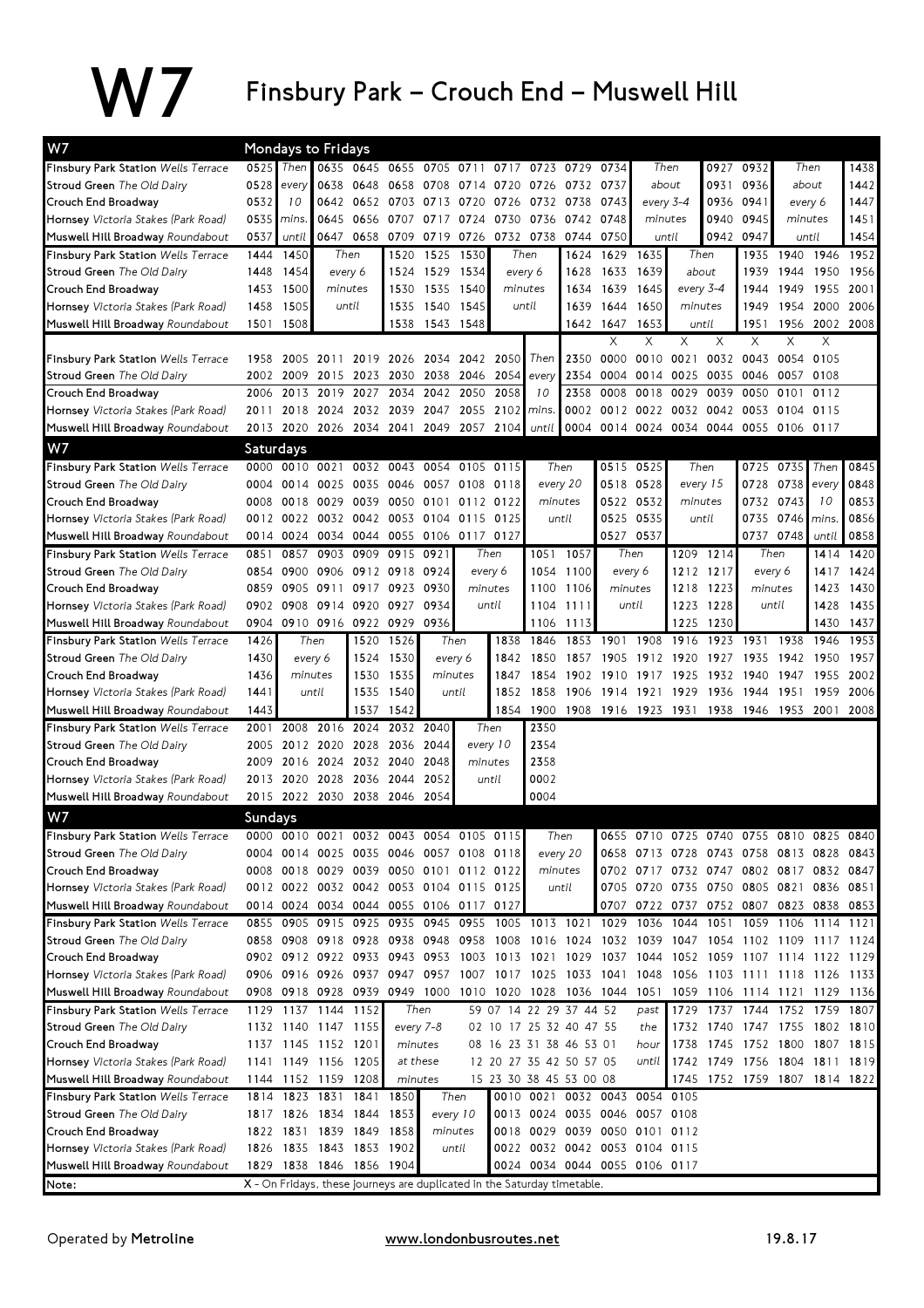# W7 Finsbury Park – Crouch End – Muswell Hill

## W7 Mondays to Fridays

| | | | | | | | | | | | | | | | | | | |
|---|---|---|---|---|---|---|---|---|---|---|---|---|---|---|---|---|---|---|
| Finsbury Park Station *Wells Terrace* | 0525 | Then | 0635 | 0645 | 0655 | 0705 | 0711 | 0717 | 0723 | 0729 | 0734 | Then | | 0927 | 0932 | Then | | 1438 |
| Stroud Green *The Old Dairy* | 0528 | every | 0638 | 0648 | 0658 | 0708 | 0714 | 0720 | 0726 | 0732 | 0737 | about | | 0931 | 0936 | about | | 1442 |
| Crouch End Broadway | 0532 | 10 | 0642 | 0652 | 0703 | 0713 | 0720 | 0726 | 0732 | 0738 | 0743 | every 3-4 | | 0936 | 0941 | every 6 | | 1447 |
| Hornsey *Victoria Stakes (Park Road)* | 0535 | mins. | 0645 | 0656 | 0707 | 0717 | 0724 | 0730 | 0736 | 0742 | 0748 | minutes | | 0940 | 0945 | minutes | | 1451 |
| Muswell Hill Broadway *Roundabout* | 0537 | until | 0647 | 0658 | 0709 | 0719 | 0726 | 0732 | 0738 | 0744 | 0750 | until | | 0942 | 0947 | until | | 1454 |

| | | | | | | | | | | | | | | | | | | |
|---|---|---|---|---|---|---|---|---|---|---|---|---|---|---|---|---|---|---|
| Finsbury Park Station *Wells Terrace* | 1444 | 1450 | Then | | 1520 | 1525 | 1530 | Then | | 1624 | 1629 | 1635 | Then | | 1935 | 1940 | 1946 | 1952 |
| Stroud Green *The Old Dairy* | 1448 | 1454 | every 6 | | 1524 | 1529 | 1534 | every 6 | | 1628 | 1633 | 1639 | about | | 1939 | 1944 | 1950 | 1956 |
| Crouch End Broadway | 1453 | 1500 | minutes | | 1530 | 1535 | 1540 | minutes | | 1634 | 1639 | 1645 | every 3-4 | | 1944 | 1949 | 1955 | 2001 |
| Hornsey *Victoria Stakes (Park Road)* | 1458 | 1505 | until | | 1535 | 1540 | 1545 | until | | 1639 | 1644 | 1650 | minutes | | 1949 | 1954 | 2000 | 2006 |
| Muswell Hill Broadway *Roundabout* | 1501 | 1508 | | | 1538 | 1543 | 1548 | | | 1642 | 1647 | 1653 | until | | 1951 | 1956 | 2002 | 2008 |

| | | | | | | | | | | | | | | | | | |
|---|---|---|---|---|---|---|---|---|---|---|---|---|---|---|---|---|---|
| | | | | | | | | | | | X | X | X | X | X | X | X |
| Finsbury Park Station *Wells Terrace* | 1958 | 2005 | 2011 | 2019 | 2026 | 2034 | 2042 | 2050 | Then | 2350 | 0000 | 0010 | 0021 | 0032 | 0043 | 0054 | 0105 |
| Stroud Green *The Old Dairy* | 2002 | 2009 | 2015 | 2023 | 2030 | 2038 | 2046 | 2054 | every | 2354 | 0004 | 0014 | 0025 | 0035 | 0046 | 0057 | 0108 |
| Crouch End Broadway | 2006 | 2013 | 2019 | 2027 | 2034 | 2042 | 2050 | 2058 | 10 | 2358 | 0008 | 0018 | 0029 | 0039 | 0050 | 0101 | 0112 |
| Hornsey *Victoria Stakes (Park Road)* | 2011 | 2018 | 2024 | 2032 | 2039 | 2047 | 2055 | 2102 | mins. | 0002 | 0012 | 0022 | 0032 | 0042 | 0053 | 0104 | 0115 |
| Muswell Hill Broadway *Roundabout* | 2013 | 2020 | 2026 | 2034 | 2041 | 2049 | 2057 | 2104 | until | 0004 | 0014 | 0024 | 0034 | 0044 | 0055 | 0106 | 0117 |

## W7 Saturdays

| | | | | | | | | | | | | | | | | | | |
|---|---|---|---|---|---|---|---|---|---|---|---|---|---|---|---|---|---|---|
| Finsbury Park Station *Wells Terrace* | 0000 | 0010 | 0021 | 0032 | 0043 | 0054 | 0105 | 0115 | Then | | 0515 | 0525 | Then | | 0725 | 0735 | Then | 0845 |
| Stroud Green *The Old Dairy* | 0004 | 0014 | 0025 | 0035 | 0046 | 0057 | 0108 | 0118 | every 20 | | 0518 | 0528 | every 15 | | 0728 | 0738 | every | 0848 |
| Crouch End Broadway | 0008 | 0018 | 0029 | 0039 | 0050 | 0101 | 0112 | 0122 | minutes | | 0522 | 0532 | minutes | | 0732 | 0743 | 10 | 0853 |
| Hornsey *Victoria Stakes (Park Road)* | 0012 | 0022 | 0032 | 0042 | 0053 | 0104 | 0115 | 0125 | until | | 0525 | 0535 | until | | 0735 | 0746 | mins. | 0856 |
| Muswell Hill Broadway *Roundabout* | 0014 | 0024 | 0034 | 0044 | 0055 | 0106 | 0117 | 0127 | | | 0527 | 0537 | | | 0737 | 0748 | until | 0858 |

| | | | | | | | | | | | | | | | | | | |
|---|---|---|---|---|---|---|---|---|---|---|---|---|---|---|---|---|---|---|
| Finsbury Park Station *Wells Terrace* | 0851 | 0857 | 0903 | 0909 | 0915 | 0921 | Then | | 1051 | 1057 | Then | | 1209 | 1214 | Then | | 1414 | 1420 |
| Stroud Green *The Old Dairy* | 0854 | 0900 | 0906 | 0912 | 0918 | 0924 | every 6 | | 1054 | 1100 | every 6 | | 1212 | 1217 | every 6 | | 1417 | 1424 |
| Crouch End Broadway | 0859 | 0905 | 0911 | 0917 | 0923 | 0930 | minutes | | 1100 | 1106 | minutes | | 1218 | 1223 | minutes | | 1423 | 1430 |
| Hornsey *Victoria Stakes (Park Road)* | 0902 | 0908 | 0914 | 0920 | 0927 | 0934 | until | | 1104 | 1111 | until | | 1223 | 1228 | until | | 1428 | 1435 |
| Muswell Hill Broadway *Roundabout* | 0904 | 0910 | 0916 | 0922 | 0929 | 0936 | | | 1106 | 1113 | | | 1225 | 1230 | | | 1430 | 1437 |

| | | | | | | | | | | | | | | | | | | |
|---|---|---|---|---|---|---|---|---|---|---|---|---|---|---|---|---|---|---|
| Finsbury Park Station *Wells Terrace* | 1426 | Then | | 1520 | 1526 | Then | | 1838 | 1846 | 1853 | 1901 | 1908 | 1916 | 1923 | 1931 | 1938 | 1946 | 1953 |
| Stroud Green *The Old Dairy* | 1430 | every 6 | | 1524 | 1530 | every 6 | | 1842 | 1850 | 1857 | 1905 | 1912 | 1920 | 1927 | 1935 | 1942 | 1950 | 1957 |
| Crouch End Broadway | 1436 | minutes | | 1530 | 1535 | minutes | | 1847 | 1854 | 1902 | 1910 | 1917 | 1925 | 1932 | 1940 | 1947 | 1955 | 2002 |
| Hornsey *Victoria Stakes (Park Road)* | 1441 | until | | 1535 | 1540 | until | | 1852 | 1858 | 1906 | 1914 | 1921 | 1929 | 1936 | 1944 | 1951 | 1959 | 2006 |
| Muswell Hill Broadway *Roundabout* | 1443 | | | 1537 | 1542 | | | 1854 | 1900 | 1908 | 1916 | 1923 | 1931 | 1938 | 1946 | 1953 | 2001 | 2008 |

| | | | | | | | | | |
|---|---|---|---|---|---|---|---|---|---|
| Finsbury Park Station *Wells Terrace* | 2001 | 2008 | 2016 | 2024 | 2032 | 2040 | Then | | 2350 |
| Stroud Green *The Old Dairy* | 2005 | 2012 | 2020 | 2028 | 2036 | 2044 | every 10 | | 2354 |
| Crouch End Broadway | 2009 | 2016 | 2024 | 2032 | 2040 | 2048 | minutes | | 2358 |
| Hornsey *Victoria Stakes (Park Road)* | 2013 | 2020 | 2028 | 2036 | 2044 | 2052 | until | | 0002 |
| Muswell Hill Broadway *Roundabout* | 2015 | 2022 | 2030 | 2038 | 2046 | 2054 | | | 0004 |

## W7 Sundays

| | | | | | | | | | | | | | | | | | | |
|---|---|---|---|---|---|---|---|---|---|---|---|---|---|---|---|---|---|---|
| Finsbury Park Station *Wells Terrace* | 0000 | 0010 | 0021 | 0032 | 0043 | 0054 | 0105 | 0115 | Then | | 0655 | 0710 | 0725 | 0740 | 0755 | 0810 | 0825 | 0840 |
| Stroud Green *The Old Dairy* | 0004 | 0014 | 0025 | 0035 | 0046 | 0057 | 0108 | 0118 | every 20 | | 0658 | 0713 | 0728 | 0743 | 0758 | 0813 | 0828 | 0843 |
| Crouch End Broadway | 0008 | 0018 | 0029 | 0039 | 0050 | 0101 | 0112 | 0122 | minutes | | 0702 | 0717 | 0732 | 0747 | 0802 | 0817 | 0832 | 0847 |
| Hornsey *Victoria Stakes (Park Road)* | 0012 | 0022 | 0032 | 0042 | 0053 | 0104 | 0115 | 0125 | until | | 0705 | 0720 | 0735 | 0750 | 0805 | 0821 | 0836 | 0851 |
| Muswell Hill Broadway *Roundabout* | 0014 | 0024 | 0034 | 0044 | 0055 | 0106 | 0117 | 0127 | | | 0707 | 0722 | 0737 | 0752 | 0807 | 0823 | 0838 | 0853 |

| | | | | | | | | | | | | | | | | | | |
|---|---|---|---|---|---|---|---|---|---|---|---|---|---|---|---|---|---|---|
| Finsbury Park Station *Wells Terrace* | 0855 | 0905 | 0915 | 0925 | 0935 | 0945 | 0955 | 1005 | 1013 | 1021 | 1029 | 1036 | 1044 | 1051 | 1059 | 1106 | 1114 | 1121 |
| Stroud Green *The Old Dairy* | 0858 | 0908 | 0918 | 0928 | 0938 | 0948 | 0958 | 1008 | 1016 | 1024 | 1032 | 1039 | 1047 | 1054 | 1102 | 1109 | 1117 | 1124 |
| Crouch End Broadway | 0902 | 0912 | 0922 | 0933 | 0943 | 0953 | 1003 | 1013 | 1021 | 1029 | 1037 | 1044 | 1052 | 1059 | 1107 | 1114 | 1122 | 1129 |
| Hornsey *Victoria Stakes (Park Road)* | 0906 | 0916 | 0926 | 0937 | 0947 | 0957 | 1007 | 1017 | 1025 | 1033 | 1041 | 1048 | 1056 | 1103 | 1111 | 1118 | 1126 | 1133 |
| Muswell Hill Broadway *Roundabout* | 0908 | 0918 | 0928 | 0939 | 0949 | 1000 | 1010 | 1020 | 1028 | 1036 | 1044 | 1051 | 1059 | 1106 | 1114 | 1121 | 1129 | 1136 |

| | | | | | | | | | | | | | |
|---|---|---|---|---|---|---|---|---|---|---|---|---|---|
| Finsbury Park Station *Wells Terrace* | 1129 | 1137 | 1144 | 1152 | Then | 59 07 14 22 29 37 44 52 | past | 1729 | 1737 | 1744 | 1752 | 1759 | 1807 |
| Stroud Green *The Old Dairy* | 1132 | 1140 | 1147 | 1155 | every 7-8 | 02 10 17 25 32 40 47 55 | the | 1732 | 1740 | 1747 | 1755 | 1802 | 1810 |
| Crouch End Broadway | 1137 | 1145 | 1152 | 1201 | minutes | 08 16 23 31 38 46 53 01 | hour | 1738 | 1745 | 1752 | 1800 | 1807 | 1815 |
| Hornsey *Victoria Stakes (Park Road)* | 1141 | 1149 | 1156 | 1205 | at these | 12 20 27 35 42 50 57 05 | until | 1742 | 1749 | 1756 | 1804 | 1811 | 1819 |
| Muswell Hill Broadway *Roundabout* | 1144 | 1152 | 1159 | 1208 | minutes | 15 23 30 38 45 53 00 08 | | 1745 | 1752 | 1759 | 1807 | 1814 | 1822 |

| | | | | | | | | | | | | | |
|---|---|---|---|---|---|---|---|---|---|---|---|---|---|
| Finsbury Park Station *Wells Terrace* | 1814 | 1823 | 1831 | 1841 | 1850 | Then | | 0010 | 0021 | 0032 | 0043 | 0054 | 0105 |
| Stroud Green *The Old Dairy* | 1817 | 1826 | 1834 | 1844 | 1853 | every 10 | | 0013 | 0024 | 0035 | 0046 | 0057 | 0108 |
| Crouch End Broadway | 1822 | 1831 | 1839 | 1849 | 1858 | minutes | | 0018 | 0029 | 0039 | 0050 | 0101 | 0112 |
| Hornsey *Victoria Stakes (Park Road)* | 1826 | 1835 | 1843 | 1853 | 1902 | until | | 0022 | 0032 | 0042 | 0053 | 0104 | 0115 |
| Muswell Hill Broadway *Roundabout* | 1829 | 1838 | 1846 | 1856 | 1904 | | | 0024 | 0034 | 0044 | 0055 | 0106 | 0117 |

Note: X - On Fridays, these journeys are duplicated in the Saturday timetable.

Operated by **Metroline** www.londonbusroutes.net 19.8.17